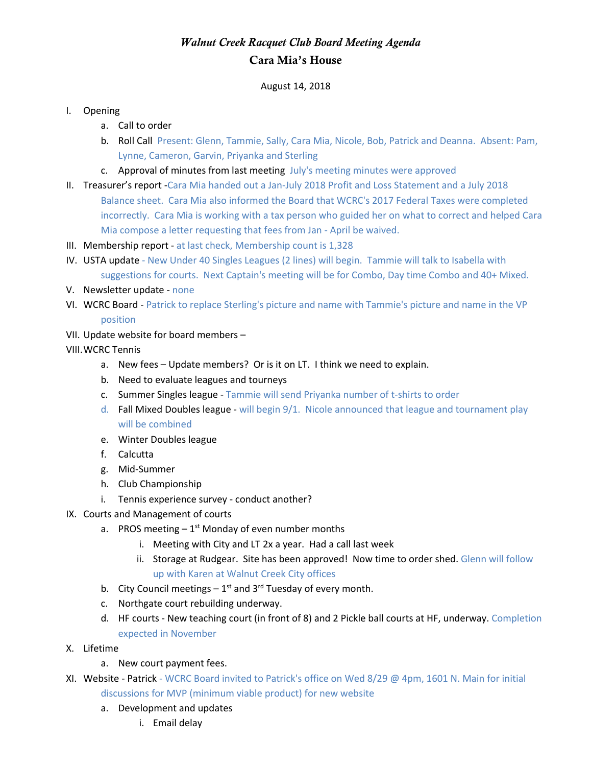# *Walnut Creek Racquet Club Board Meeting Agenda*

## Cara Mia's House

August 14, 2018

I. Opening
   a. Call to order
   b. Roll Call Present: Glenn, Tammie, Sally, Cara Mia, Nicole, Bob, Patrick and Deanna. Absent: Pam, Lynne, Cameron, Garvin, Priyanka and Sterling
   c. Approval of minutes from last meeting July's meeting minutes were approved

II. Treasurer's report -Cara Mia handed out a Jan-July 2018 Profit and Loss Statement and a July 2018 Balance sheet. Cara Mia also informed the Board that WCRC's 2017 Federal Taxes were completed incorrectly. Cara Mia is working with a tax person who guided her on what to correct and helped Cara Mia compose a letter requesting that fees from Jan - April be waived.

III. Membership report - at last check, Membership count is 1,328

IV. USTA update - New Under 40 Singles Leagues (2 lines) will begin. Tammie will talk to Isabella with suggestions for courts. Next Captain's meeting will be for Combo, Day time Combo and 40+ Mixed.

V. Newsletter update - none

VI. WCRC Board - Patrick to replace Sterling's picture and name with Tammie's picture and name in the VP position

VII. Update website for board members –

VIII. WCRC Tennis
   a. New fees – Update members? Or is it on LT. I think we need to explain.
   b. Need to evaluate leagues and tourneys
   c. Summer Singles league - Tammie will send Priyanka number of t-shirts to order
   d. Fall Mixed Doubles league - will begin 9/1. Nicole announced that league and tournament play will be combined
   e. Winter Doubles league
   f. Calcutta
   g. Mid-Summer
   h. Club Championship
   i. Tennis experience survey - conduct another?

IX. Courts and Management of courts
   a. PROS meeting – 1st Monday of even number months
      i. Meeting with City and LT 2x a year. Had a call last week
      ii. Storage at Rudgear. Site has been approved! Now time to order shed. Glenn will follow up with Karen at Walnut Creek City offices
   b. City Council meetings – 1st and 3rd Tuesday of every month.
   c. Northgate court rebuilding underway.
   d. HF courts - New teaching court (in front of 8) and 2 Pickle ball courts at HF, underway. Completion expected in November

X. Lifetime
   a. New court payment fees.

XI. Website - Patrick - WCRC Board invited to Patrick's office on Wed 8/29 @ 4pm, 1601 N. Main for initial discussions for MVP (minimum viable product) for new website
   a. Development and updates
      i. Email delay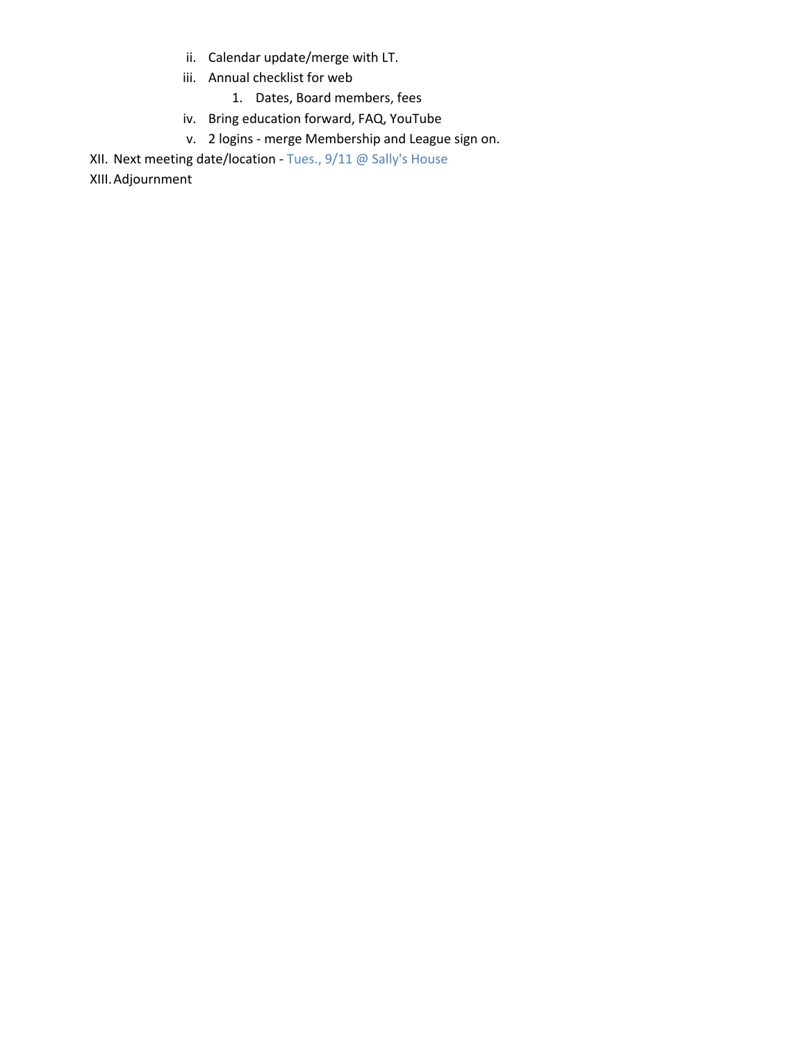ii. Calendar update/merge with LT.
iii. Annual checklist for web
   1. Dates, Board members, fees
iv. Bring education forward, FAQ, YouTube
v. 2 logins - merge Membership and League sign on.

XII. Next meeting date/location - Tues., 9/11 @ Sally's House

XIII. Adjournment